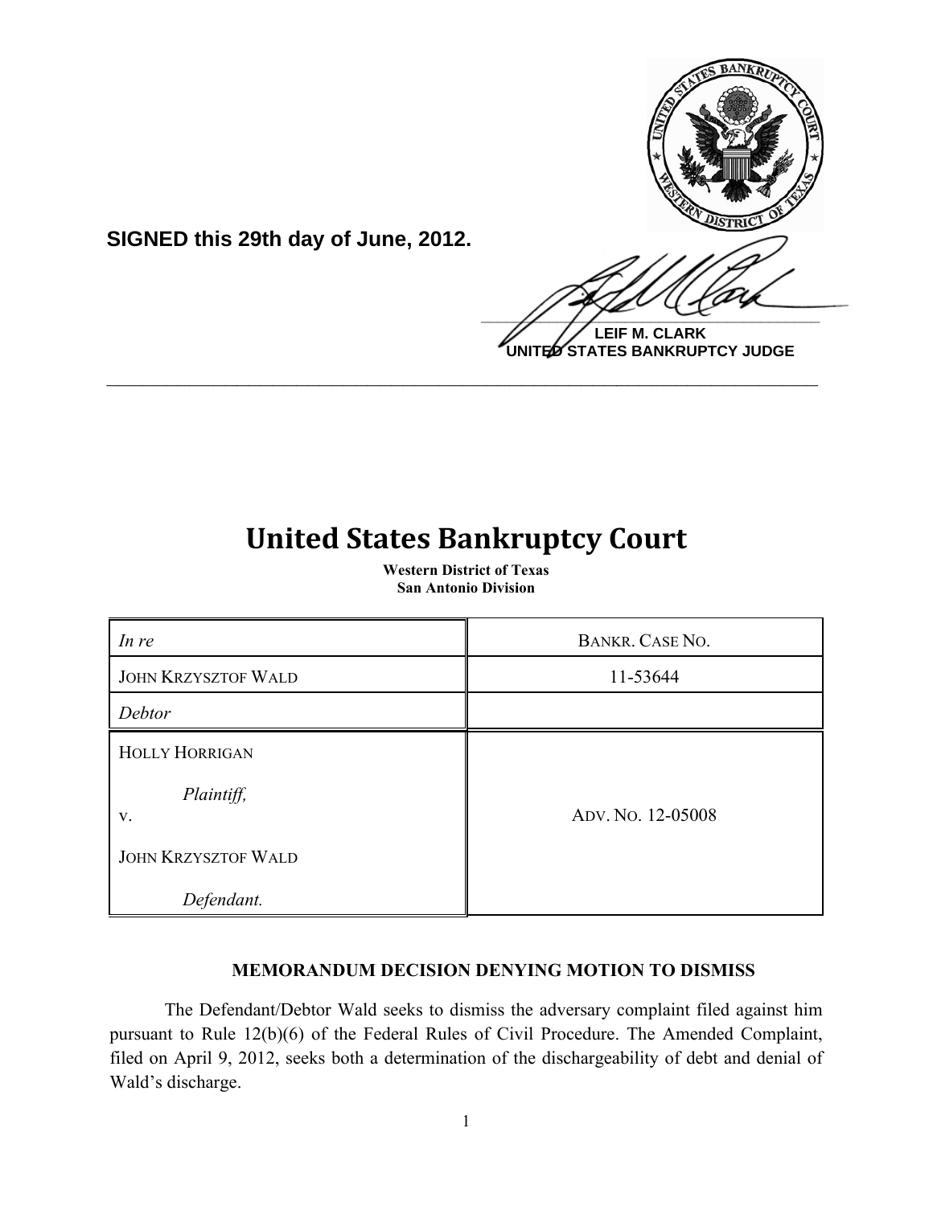**SIGNED this 29th day of June, 2012.**

**LEIF M. CLARK**
**UNITED STATES BANKRUPTCY JUDGE**

---

# United States Bankruptcy Court

**Western District of Texas**
**San Antonio Division**

| | |
|---|---|
| *In re* | BANKR. CASE NO. |
| JOHN KRZYSZTOF WALD | 11-53644 |
| *Debtor* | |
| HOLLY HORRIGAN<br><br>*Plaintiff,*<br>v.<br><br>JOHN KRZYSZTOF WALD<br><br>*Defendant.* | ADV. NO. 12-05008 |

**MEMORANDUM DECISION DENYING MOTION TO DISMISS**

The Defendant/Debtor Wald seeks to dismiss the adversary complaint filed against him pursuant to Rule 12(b)(6) of the Federal Rules of Civil Procedure. The Amended Complaint, filed on April 9, 2012, seeks both a determination of the dischargeability of debt and denial of Wald's discharge.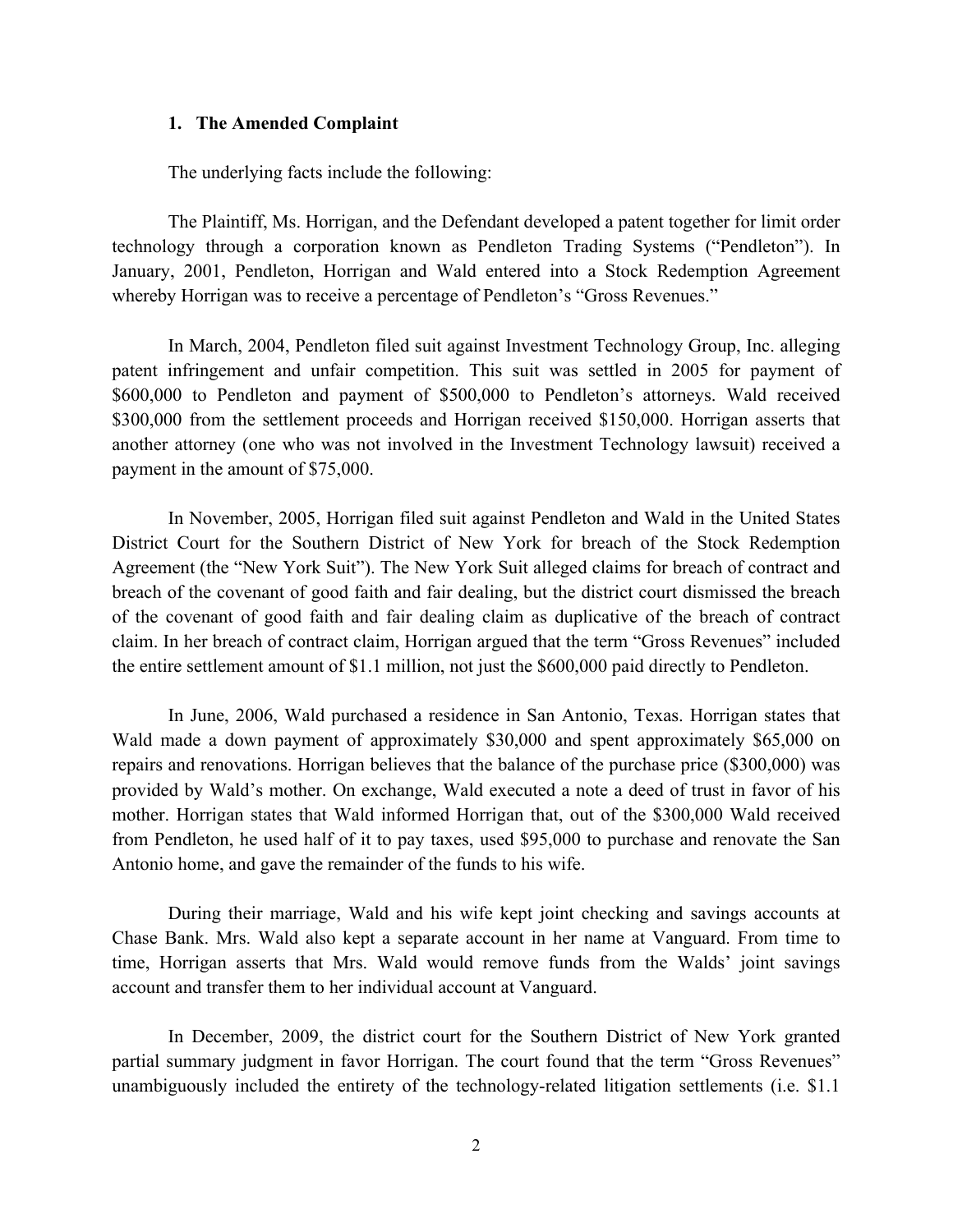### 1. The Amended Complaint

The underlying facts include the following:

The Plaintiff, Ms. Horrigan, and the Defendant developed a patent together for limit order technology through a corporation known as Pendleton Trading Systems ("Pendleton"). In January, 2001, Pendleton, Horrigan and Wald entered into a Stock Redemption Agreement whereby Horrigan was to receive a percentage of Pendleton's "Gross Revenues."

In March, 2004, Pendleton filed suit against Investment Technology Group, Inc. alleging patent infringement and unfair competition. This suit was settled in 2005 for payment of $600,000 to Pendleton and payment of $500,000 to Pendleton's attorneys. Wald received $300,000 from the settlement proceeds and Horrigan received $150,000. Horrigan asserts that another attorney (one who was not involved in the Investment Technology lawsuit) received a payment in the amount of $75,000.

In November, 2005, Horrigan filed suit against Pendleton and Wald in the United States District Court for the Southern District of New York for breach of the Stock Redemption Agreement (the "New York Suit"). The New York Suit alleged claims for breach of contract and breach of the covenant of good faith and fair dealing, but the district court dismissed the breach of the covenant of good faith and fair dealing claim as duplicative of the breach of contract claim. In her breach of contract claim, Horrigan argued that the term "Gross Revenues" included the entire settlement amount of $1.1 million, not just the $600,000 paid directly to Pendleton.

In June, 2006, Wald purchased a residence in San Antonio, Texas. Horrigan states that Wald made a down payment of approximately $30,000 and spent approximately $65,000 on repairs and renovations. Horrigan believes that the balance of the purchase price ($300,000) was provided by Wald's mother. On exchange, Wald executed a note a deed of trust in favor of his mother. Horrigan states that Wald informed Horrigan that, out of the $300,000 Wald received from Pendleton, he used half of it to pay taxes, used $95,000 to purchase and renovate the San Antonio home, and gave the remainder of the funds to his wife.

During their marriage, Wald and his wife kept joint checking and savings accounts at Chase Bank. Mrs. Wald also kept a separate account in her name at Vanguard. From time to time, Horrigan asserts that Mrs. Wald would remove funds from the Walds' joint savings account and transfer them to her individual account at Vanguard.

In December, 2009, the district court for the Southern District of New York granted partial summary judgment in favor Horrigan. The court found that the term "Gross Revenues" unambiguously included the entirety of the technology-related litigation settlements (i.e. $1.1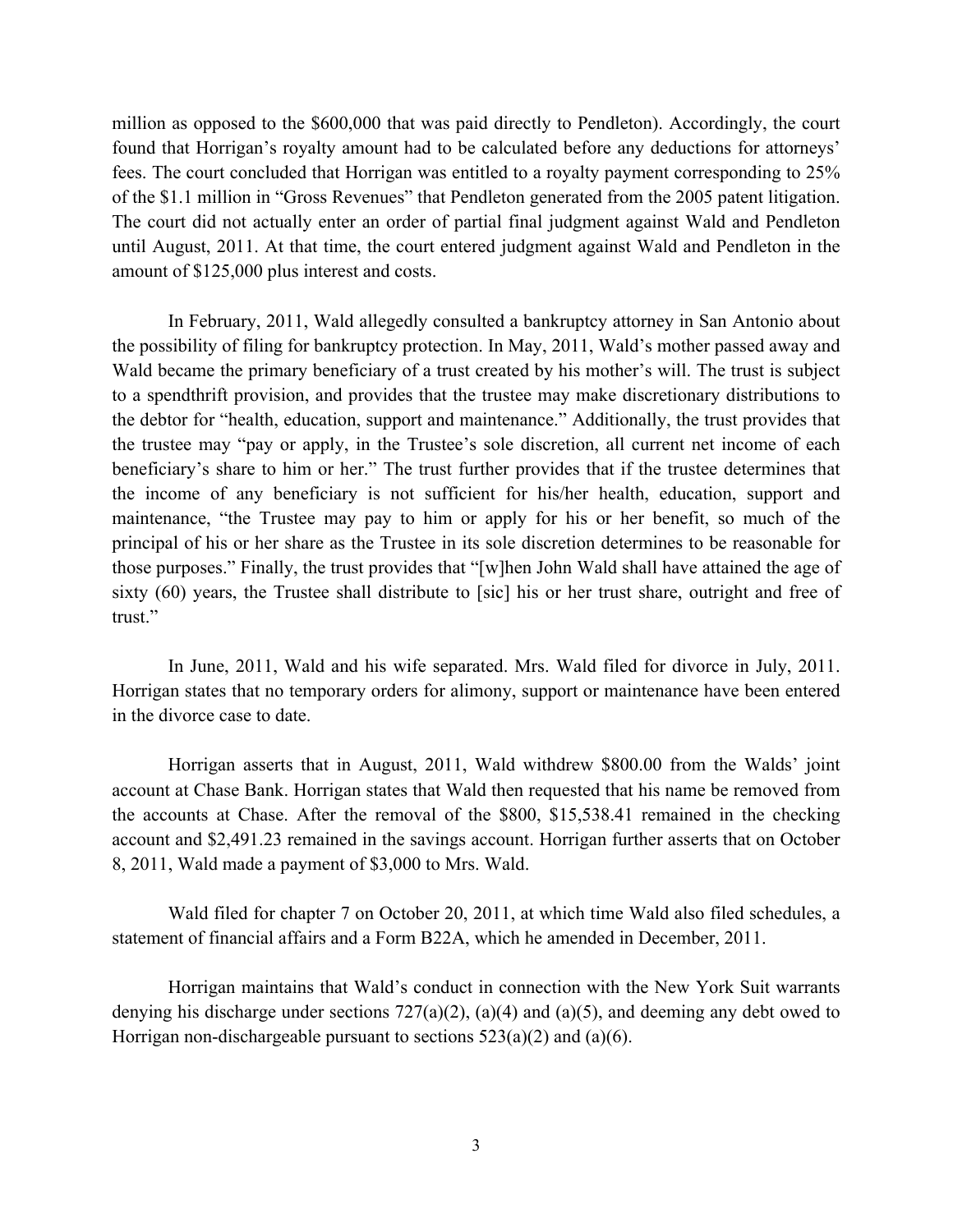million as opposed to the $600,000 that was paid directly to Pendleton). Accordingly, the court found that Horrigan's royalty amount had to be calculated before any deductions for attorneys' fees. The court concluded that Horrigan was entitled to a royalty payment corresponding to 25% of the $1.1 million in "Gross Revenues" that Pendleton generated from the 2005 patent litigation. The court did not actually enter an order of partial final judgment against Wald and Pendleton until August, 2011. At that time, the court entered judgment against Wald and Pendleton in the amount of $125,000 plus interest and costs.

In February, 2011, Wald allegedly consulted a bankruptcy attorney in San Antonio about the possibility of filing for bankruptcy protection. In May, 2011, Wald's mother passed away and Wald became the primary beneficiary of a trust created by his mother's will. The trust is subject to a spendthrift provision, and provides that the trustee may make discretionary distributions to the debtor for "health, education, support and maintenance." Additionally, the trust provides that the trustee may "pay or apply, in the Trustee's sole discretion, all current net income of each beneficiary's share to him or her." The trust further provides that if the trustee determines that the income of any beneficiary is not sufficient for his/her health, education, support and maintenance, "the Trustee may pay to him or apply for his or her benefit, so much of the principal of his or her share as the Trustee in its sole discretion determines to be reasonable for those purposes." Finally, the trust provides that "[w]hen John Wald shall have attained the age of sixty (60) years, the Trustee shall distribute to [sic] his or her trust share, outright and free of trust."

In June, 2011, Wald and his wife separated. Mrs. Wald filed for divorce in July, 2011. Horrigan states that no temporary orders for alimony, support or maintenance have been entered in the divorce case to date.

Horrigan asserts that in August, 2011, Wald withdrew $800.00 from the Walds' joint account at Chase Bank. Horrigan states that Wald then requested that his name be removed from the accounts at Chase. After the removal of the $800, $15,538.41 remained in the checking account and $2,491.23 remained in the savings account. Horrigan further asserts that on October 8, 2011, Wald made a payment of $3,000 to Mrs. Wald.

Wald filed for chapter 7 on October 20, 2011, at which time Wald also filed schedules, a statement of financial affairs and a Form B22A, which he amended in December, 2011.

Horrigan maintains that Wald's conduct in connection with the New York Suit warrants denying his discharge under sections 727(a)(2), (a)(4) and (a)(5), and deeming any debt owed to Horrigan non-dischargeable pursuant to sections 523(a)(2) and (a)(6).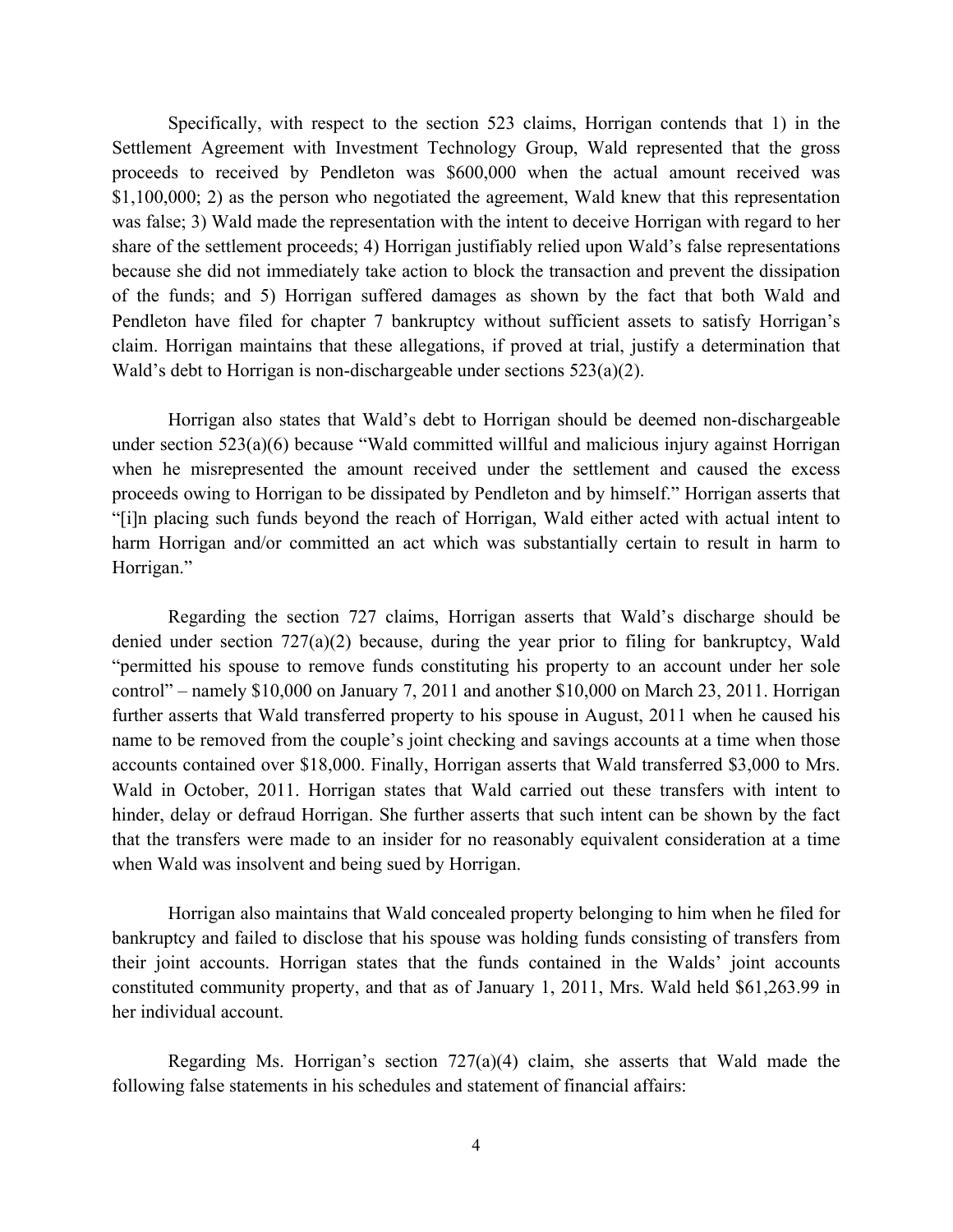Specifically, with respect to the section 523 claims, Horrigan contends that 1) in the Settlement Agreement with Investment Technology Group, Wald represented that the gross proceeds to received by Pendleton was $600,000 when the actual amount received was $1,100,000; 2) as the person who negotiated the agreement, Wald knew that this representation was false; 3) Wald made the representation with the intent to deceive Horrigan with regard to her share of the settlement proceeds; 4) Horrigan justifiably relied upon Wald's false representations because she did not immediately take action to block the transaction and prevent the dissipation of the funds; and 5) Horrigan suffered damages as shown by the fact that both Wald and Pendleton have filed for chapter 7 bankruptcy without sufficient assets to satisfy Horrigan's claim. Horrigan maintains that these allegations, if proved at trial, justify a determination that Wald's debt to Horrigan is non-dischargeable under sections 523(a)(2).

Horrigan also states that Wald's debt to Horrigan should be deemed non-dischargeable under section 523(a)(6) because "Wald committed willful and malicious injury against Horrigan when he misrepresented the amount received under the settlement and caused the excess proceeds owing to Horrigan to be dissipated by Pendleton and by himself." Horrigan asserts that "[i]n placing such funds beyond the reach of Horrigan, Wald either acted with actual intent to harm Horrigan and/or committed an act which was substantially certain to result in harm to Horrigan."

Regarding the section 727 claims, Horrigan asserts that Wald's discharge should be denied under section 727(a)(2) because, during the year prior to filing for bankruptcy, Wald "permitted his spouse to remove funds constituting his property to an account under her sole control" – namely $10,000 on January 7, 2011 and another $10,000 on March 23, 2011. Horrigan further asserts that Wald transferred property to his spouse in August, 2011 when he caused his name to be removed from the couple's joint checking and savings accounts at a time when those accounts contained over $18,000. Finally, Horrigan asserts that Wald transferred $3,000 to Mrs. Wald in October, 2011. Horrigan states that Wald carried out these transfers with intent to hinder, delay or defraud Horrigan. She further asserts that such intent can be shown by the fact that the transfers were made to an insider for no reasonably equivalent consideration at a time when Wald was insolvent and being sued by Horrigan.

Horrigan also maintains that Wald concealed property belonging to him when he filed for bankruptcy and failed to disclose that his spouse was holding funds consisting of transfers from their joint accounts. Horrigan states that the funds contained in the Walds' joint accounts constituted community property, and that as of January 1, 2011, Mrs. Wald held $61,263.99 in her individual account.

Regarding Ms. Horrigan's section 727(a)(4) claim, she asserts that Wald made the following false statements in his schedules and statement of financial affairs: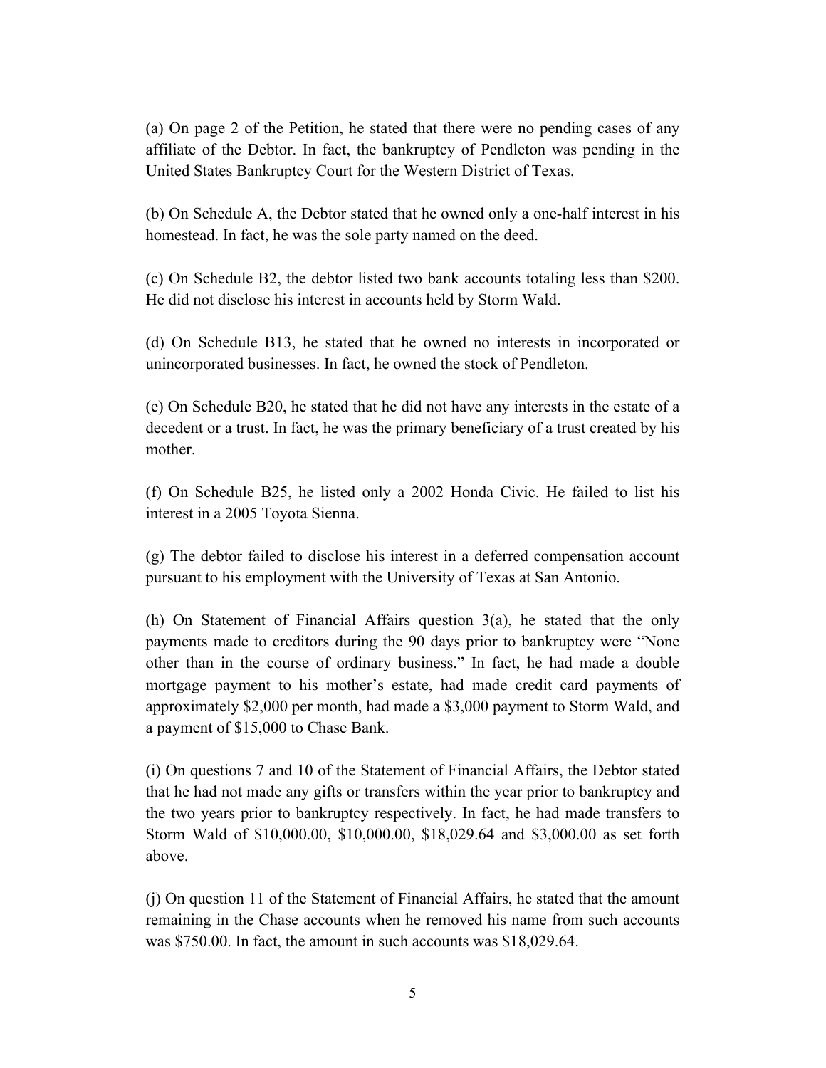(a) On page 2 of the Petition, he stated that there were no pending cases of any affiliate of the Debtor. In fact, the bankruptcy of Pendleton was pending in the United States Bankruptcy Court for the Western District of Texas.

(b) On Schedule A, the Debtor stated that he owned only a one-half interest in his homestead. In fact, he was the sole party named on the deed.

(c) On Schedule B2, the debtor listed two bank accounts totaling less than $200. He did not disclose his interest in accounts held by Storm Wald.

(d) On Schedule B13, he stated that he owned no interests in incorporated or unincorporated businesses. In fact, he owned the stock of Pendleton.

(e) On Schedule B20, he stated that he did not have any interests in the estate of a decedent or a trust. In fact, he was the primary beneficiary of a trust created by his mother.

(f) On Schedule B25, he listed only a 2002 Honda Civic. He failed to list his interest in a 2005 Toyota Sienna.

(g) The debtor failed to disclose his interest in a deferred compensation account pursuant to his employment with the University of Texas at San Antonio.

(h) On Statement of Financial Affairs question 3(a), he stated that the only payments made to creditors during the 90 days prior to bankruptcy were "None other than in the course of ordinary business." In fact, he had made a double mortgage payment to his mother's estate, had made credit card payments of approximately $2,000 per month, had made a $3,000 payment to Storm Wald, and a payment of $15,000 to Chase Bank.

(i) On questions 7 and 10 of the Statement of Financial Affairs, the Debtor stated that he had not made any gifts or transfers within the year prior to bankruptcy and the two years prior to bankruptcy respectively. In fact, he had made transfers to Storm Wald of $10,000.00, $10,000.00, $18,029.64 and $3,000.00 as set forth above.

(j) On question 11 of the Statement of Financial Affairs, he stated that the amount remaining in the Chase accounts when he removed his name from such accounts was $750.00. In fact, the amount in such accounts was $18,029.64.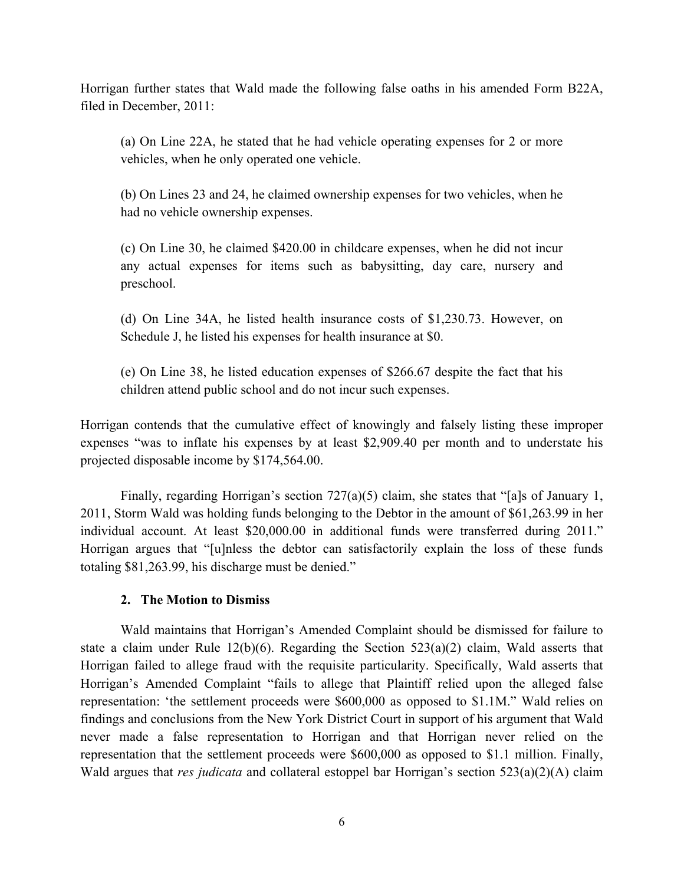Horrigan further states that Wald made the following false oaths in his amended Form B22A, filed in December, 2011:

> (a) On Line 22A, he stated that he had vehicle operating expenses for 2 or more vehicles, when he only operated one vehicle.
>
> (b) On Lines 23 and 24, he claimed ownership expenses for two vehicles, when he had no vehicle ownership expenses.
>
> (c) On Line 30, he claimed $420.00 in childcare expenses, when he did not incur any actual expenses for items such as babysitting, day care, nursery and preschool.
>
> (d) On Line 34A, he listed health insurance costs of $1,230.73. However, on Schedule J, he listed his expenses for health insurance at $0.
>
> (e) On Line 38, he listed education expenses of $266.67 despite the fact that his children attend public school and do not incur such expenses.

Horrigan contends that the cumulative effect of knowingly and falsely listing these improper expenses "was to inflate his expenses by at least $2,909.40 per month and to understate his projected disposable income by $174,564.00.

Finally, regarding Horrigan's section 727(a)(5) claim, she states that "[a]s of January 1, 2011, Storm Wald was holding funds belonging to the Debtor in the amount of $61,263.99 in her individual account. At least $20,000.00 in additional funds were transferred during 2011." Horrigan argues that "[u]nless the debtor can satisfactorily explain the loss of these funds totaling $81,263.99, his discharge must be denied."

### 2. The Motion to Dismiss

Wald maintains that Horrigan's Amended Complaint should be dismissed for failure to state a claim under Rule 12(b)(6). Regarding the Section 523(a)(2) claim, Wald asserts that Horrigan failed to allege fraud with the requisite particularity. Specifically, Wald asserts that Horrigan's Amended Complaint "fails to allege that Plaintiff relied upon the alleged false representation: 'the settlement proceeds were $600,000 as opposed to $1.1M." Wald relies on findings and conclusions from the New York District Court in support of his argument that Wald never made a false representation to Horrigan and that Horrigan never relied on the representation that the settlement proceeds were $600,000 as opposed to $1.1 million. Finally, Wald argues that *res judicata* and collateral estoppel bar Horrigan's section 523(a)(2)(A) claim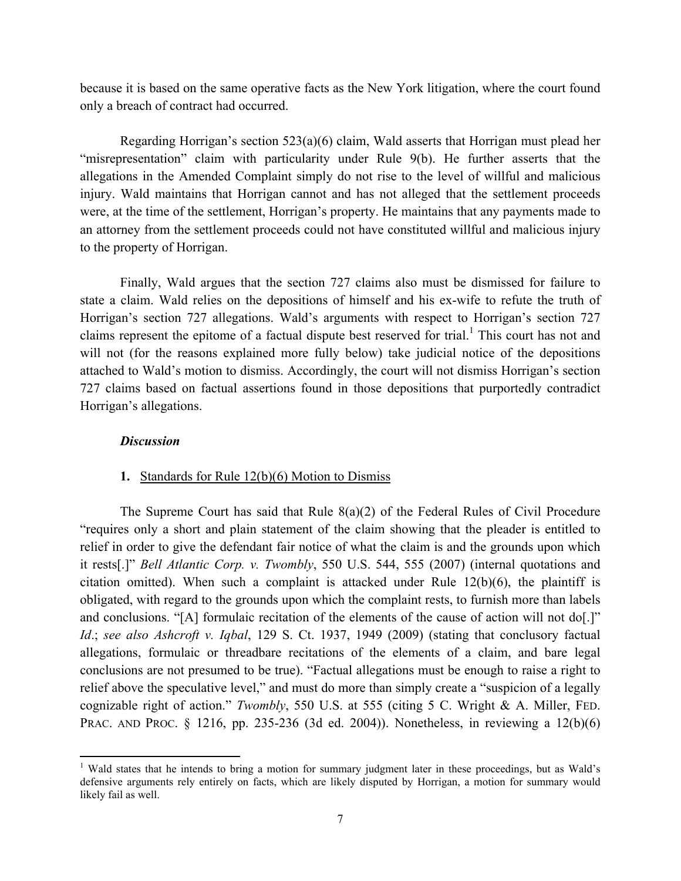because it is based on the same operative facts as the New York litigation, where the court found only a breach of contract had occurred.

Regarding Horrigan's section 523(a)(6) claim, Wald asserts that Horrigan must plead her "misrepresentation" claim with particularity under Rule 9(b). He further asserts that the allegations in the Amended Complaint simply do not rise to the level of willful and malicious injury. Wald maintains that Horrigan cannot and has not alleged that the settlement proceeds were, at the time of the settlement, Horrigan's property. He maintains that any payments made to an attorney from the settlement proceeds could not have constituted willful and malicious injury to the property of Horrigan.

Finally, Wald argues that the section 727 claims also must be dismissed for failure to state a claim. Wald relies on the depositions of himself and his ex-wife to refute the truth of Horrigan's section 727 allegations. Wald's arguments with respect to Horrigan's section 727 claims represent the epitome of a factual dispute best reserved for trial.[1] This court has not and will not (for the reasons explained more fully below) take judicial notice of the depositions attached to Wald's motion to dismiss. Accordingly, the court will not dismiss Horrigan's section 727 claims based on factual assertions found in those depositions that purportedly contradict Horrigan's allegations.

***Discussion***

**1.** Standards for Rule 12(b)(6) Motion to Dismiss

The Supreme Court has said that Rule 8(a)(2) of the Federal Rules of Civil Procedure "requires only a short and plain statement of the claim showing that the pleader is entitled to relief in order to give the defendant fair notice of what the claim is and the grounds upon which it rests[.]" *Bell Atlantic Corp. v. Twombly*, 550 U.S. 544, 555 (2007) (internal quotations and citation omitted). When such a complaint is attacked under Rule 12(b)(6), the plaintiff is obligated, with regard to the grounds upon which the complaint rests, to furnish more than labels and conclusions. "[A] formulaic recitation of the elements of the cause of action will not do[.]" *Id*.; *see also Ashcroft v. Iqbal*, 129 S. Ct. 1937, 1949 (2009) (stating that conclusory factual allegations, formulaic or threadbare recitations of the elements of a claim, and bare legal conclusions are not presumed to be true). "Factual allegations must be enough to raise a right to relief above the speculative level," and must do more than simply create a "suspicion of a legally cognizable right of action." *Twombly*, 550 U.S. at 555 (citing 5 C. Wright & A. Miller, FED. PRAC. AND PROC. § 1216, pp. 235-236 (3d ed. 2004)). Nonetheless, in reviewing a 12(b)(6)

[1] Wald states that he intends to bring a motion for summary judgment later in these proceedings, but as Wald's defensive arguments rely entirely on facts, which are likely disputed by Horrigan, a motion for summary would likely fail as well.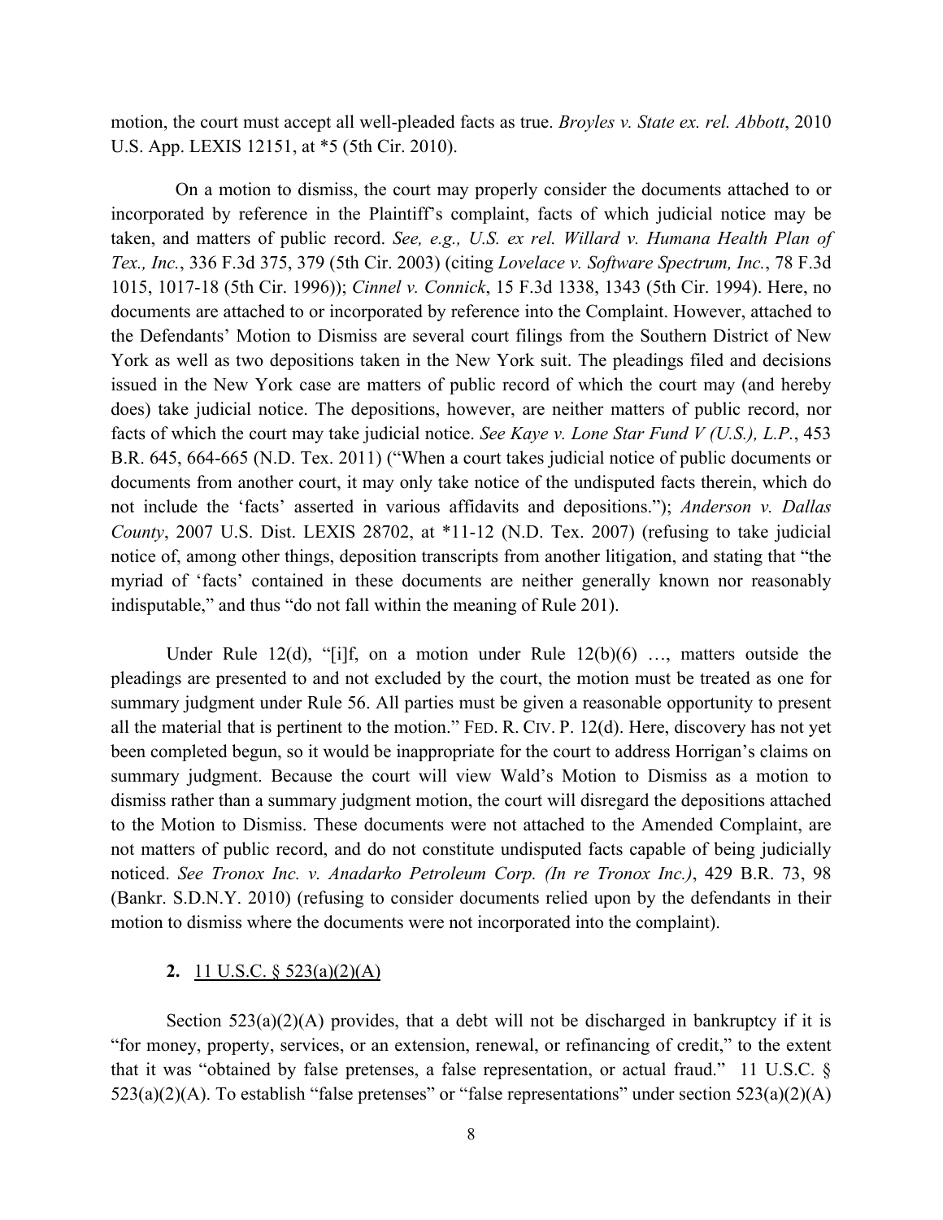motion, the court must accept all well-pleaded facts as true. *Broyles v. State ex. rel. Abbott*, 2010 U.S. App. LEXIS 12151, at *5 (5th Cir. 2010).

On a motion to dismiss, the court may properly consider the documents attached to or incorporated by reference in the Plaintiff's complaint, facts of which judicial notice may be taken, and matters of public record. *See, e.g., U.S. ex rel. Willard v. Humana Health Plan of Tex., Inc.*, 336 F.3d 375, 379 (5th Cir. 2003) (citing *Lovelace v. Software Spectrum, Inc.*, 78 F.3d 1015, 1017-18 (5th Cir. 1996)); *Cinnel v. Connick*, 15 F.3d 1338, 1343 (5th Cir. 1994). Here, no documents are attached to or incorporated by reference into the Complaint. However, attached to the Defendants' Motion to Dismiss are several court filings from the Southern District of New York as well as two depositions taken in the New York suit. The pleadings filed and decisions issued in the New York case are matters of public record of which the court may (and hereby does) take judicial notice. The depositions, however, are neither matters of public record, nor facts of which the court may take judicial notice. *See Kaye v. Lone Star Fund V (U.S.), L.P.*, 453 B.R. 645, 664-665 (N.D. Tex. 2011) ("When a court takes judicial notice of public documents or documents from another court, it may only take notice of the undisputed facts therein, which do not include the 'facts' asserted in various affidavits and depositions."); *Anderson v. Dallas County*, 2007 U.S. Dist. LEXIS 28702, at *11-12 (N.D. Tex. 2007) (refusing to take judicial notice of, among other things, deposition transcripts from another litigation, and stating that "the myriad of 'facts' contained in these documents are neither generally known nor reasonably indisputable," and thus "do not fall within the meaning of Rule 201).

Under Rule 12(d), "[i]f, on a motion under Rule 12(b)(6) …, matters outside the pleadings are presented to and not excluded by the court, the motion must be treated as one for summary judgment under Rule 56. All parties must be given a reasonable opportunity to present all the material that is pertinent to the motion." FED. R. CIV. P. 12(d). Here, discovery has not yet been completed begun, so it would be inappropriate for the court to address Horrigan's claims on summary judgment. Because the court will view Wald's Motion to Dismiss as a motion to dismiss rather than a summary judgment motion, the court will disregard the depositions attached to the Motion to Dismiss. These documents were not attached to the Amended Complaint, are not matters of public record, and do not constitute undisputed facts capable of being judicially noticed. *See Tronox Inc. v. Anadarko Petroleum Corp. (In re Tronox Inc.)*, 429 B.R. 73, 98 (Bankr. S.D.N.Y. 2010) (refusing to consider documents relied upon by the defendants in their motion to dismiss where the documents were not incorporated into the complaint).

**2.** <u>11 U.S.C. § 523(a)(2)(A)</u>

Section 523(a)(2)(A) provides, that a debt will not be discharged in bankruptcy if it is "for money, property, services, or an extension, renewal, or refinancing of credit," to the extent that it was "obtained by false pretenses, a false representation, or actual fraud." 11 U.S.C. § 523(a)(2)(A). To establish "false pretenses" or "false representations" under section 523(a)(2)(A)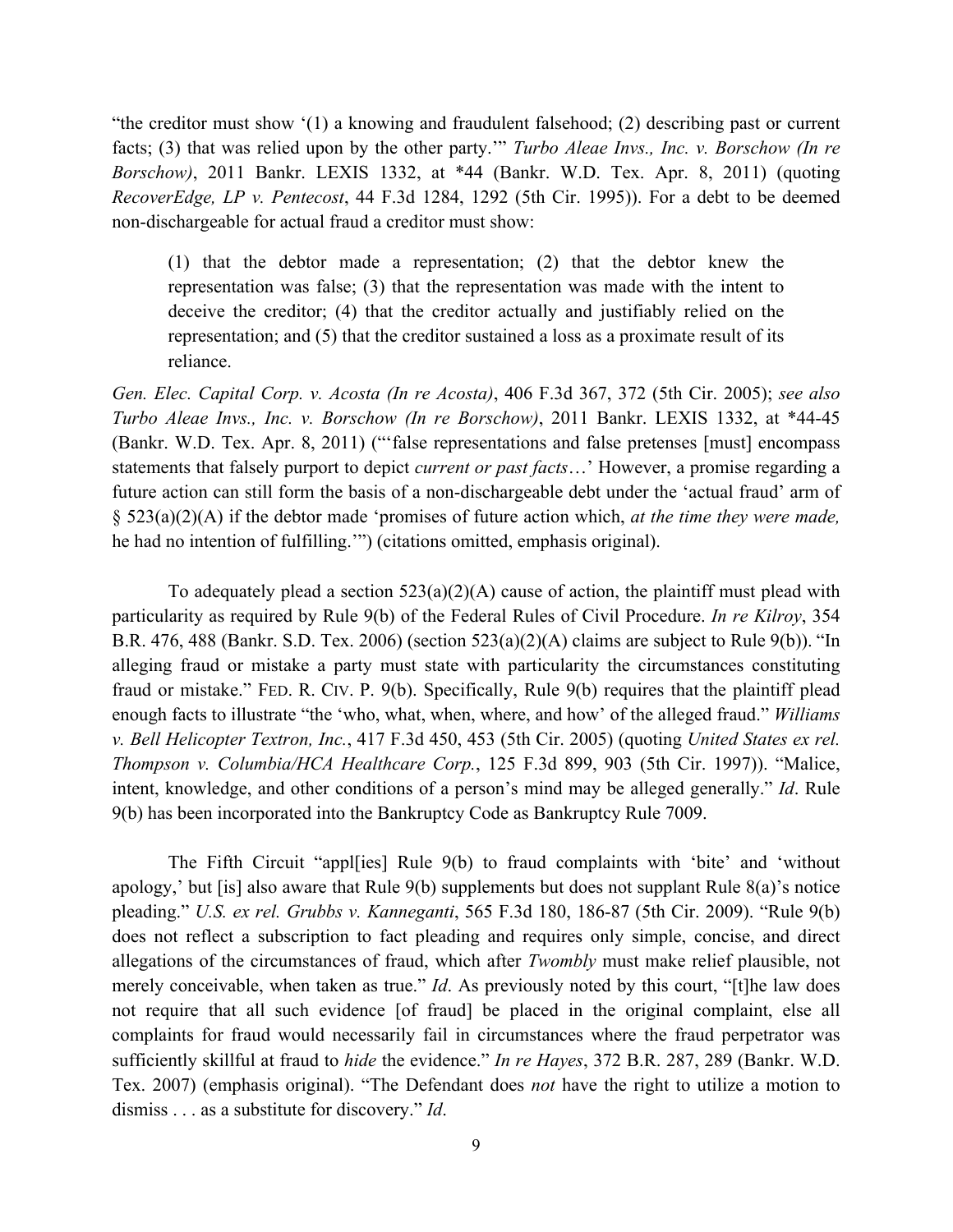"the creditor must show '(1) a knowing and fraudulent falsehood; (2) describing past or current facts; (3) that was relied upon by the other party.'" *Turbo Aleae Invs., Inc. v. Borschow (In re Borschow)*, 2011 Bankr. LEXIS 1332, at *44 (Bankr. W.D. Tex. Apr. 8, 2011) (quoting *RecoverEdge, LP v. Pentecost*, 44 F.3d 1284, 1292 (5th Cir. 1995)). For a debt to be deemed non-dischargeable for actual fraud a creditor must show:

> (1) that the debtor made a representation; (2) that the debtor knew the representation was false; (3) that the representation was made with the intent to deceive the creditor; (4) that the creditor actually and justifiably relied on the representation; and (5) that the creditor sustained a loss as a proximate result of its reliance.

*Gen. Elec. Capital Corp. v. Acosta (In re Acosta)*, 406 F.3d 367, 372 (5th Cir. 2005); *see also Turbo Aleae Invs., Inc. v. Borschow (In re Borschow)*, 2011 Bankr. LEXIS 1332, at *44-45 (Bankr. W.D. Tex. Apr. 8, 2011) ("'false representations and false pretenses [must] encompass statements that falsely purport to depict *current or past facts*…' However, a promise regarding a future action can still form the basis of a non-dischargeable debt under the 'actual fraud' arm of § 523(a)(2)(A) if the debtor made 'promises of future action which, *at the time they were made,* he had no intention of fulfilling.'") (citations omitted, emphasis original).

To adequately plead a section 523(a)(2)(A) cause of action, the plaintiff must plead with particularity as required by Rule 9(b) of the Federal Rules of Civil Procedure. *In re Kilroy*, 354 B.R. 476, 488 (Bankr. S.D. Tex. 2006) (section 523(a)(2)(A) claims are subject to Rule 9(b)). "In alleging fraud or mistake a party must state with particularity the circumstances constituting fraud or mistake." FED. R. CIV. P. 9(b). Specifically, Rule 9(b) requires that the plaintiff plead enough facts to illustrate "the 'who, what, when, where, and how' of the alleged fraud." *Williams v. Bell Helicopter Textron, Inc.*, 417 F.3d 450, 453 (5th Cir. 2005) (quoting *United States ex rel. Thompson v. Columbia/HCA Healthcare Corp.*, 125 F.3d 899, 903 (5th Cir. 1997)). "Malice, intent, knowledge, and other conditions of a person's mind may be alleged generally." *Id*. Rule 9(b) has been incorporated into the Bankruptcy Code as Bankruptcy Rule 7009.

The Fifth Circuit "appl[ies] Rule 9(b) to fraud complaints with 'bite' and 'without apology,' but [is] also aware that Rule 9(b) supplements but does not supplant Rule 8(a)'s notice pleading." *U.S. ex rel. Grubbs v. Kanneganti*, 565 F.3d 180, 186-87 (5th Cir. 2009). "Rule 9(b) does not reflect a subscription to fact pleading and requires only simple, concise, and direct allegations of the circumstances of fraud, which after *Twombly* must make relief plausible, not merely conceivable, when taken as true." *Id*. As previously noted by this court, "[t]he law does not require that all such evidence [of fraud] be placed in the original complaint, else all complaints for fraud would necessarily fail in circumstances where the fraud perpetrator was sufficiently skillful at fraud to *hide* the evidence." *In re Hayes*, 372 B.R. 287, 289 (Bankr. W.D. Tex. 2007) (emphasis original). "The Defendant does *not* have the right to utilize a motion to dismiss . . . as a substitute for discovery." *Id*.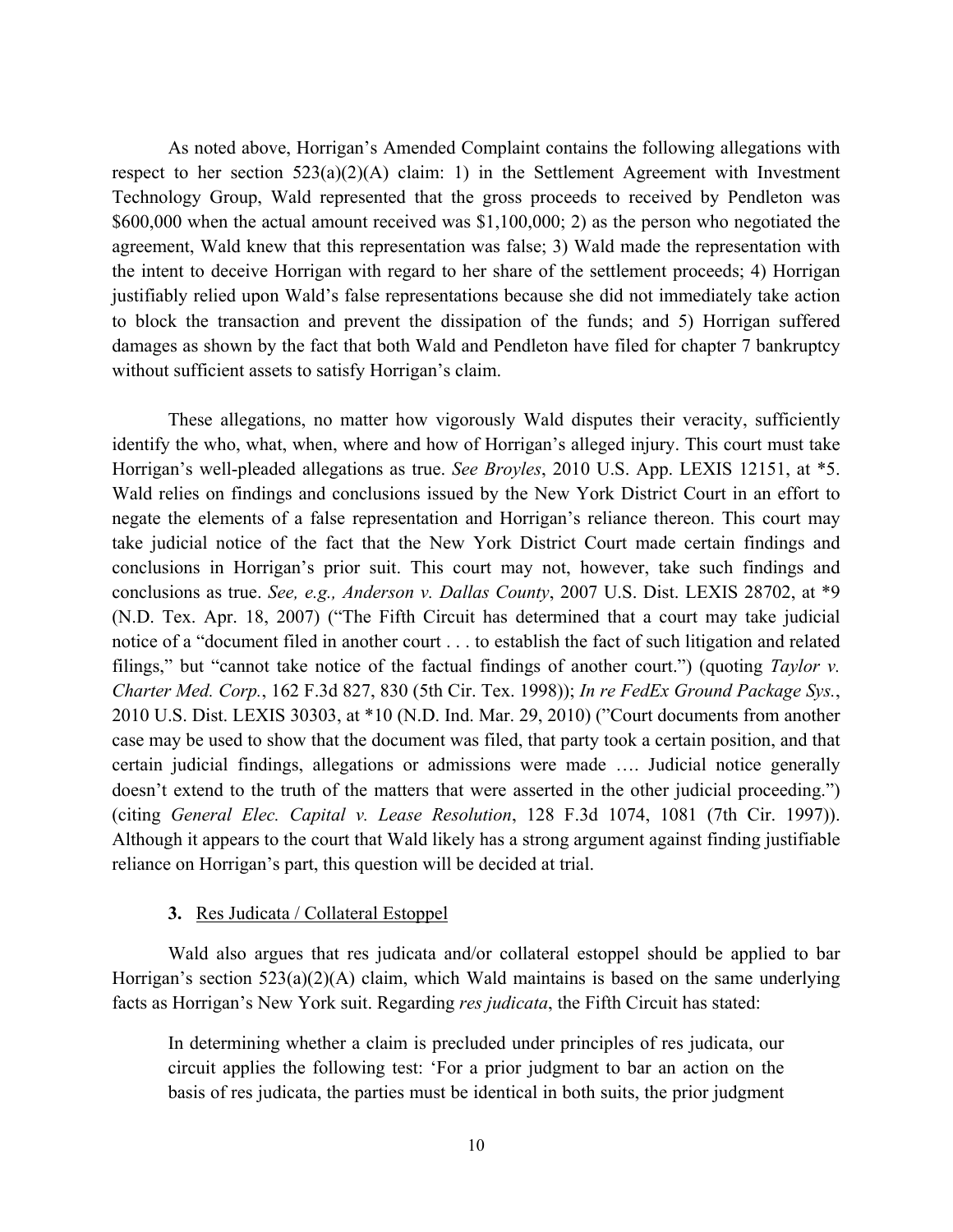As noted above, Horrigan's Amended Complaint contains the following allegations with respect to her section 523(a)(2)(A) claim: 1) in the Settlement Agreement with Investment Technology Group, Wald represented that the gross proceeds to received by Pendleton was $600,000 when the actual amount received was $1,100,000; 2) as the person who negotiated the agreement, Wald knew that this representation was false; 3) Wald made the representation with the intent to deceive Horrigan with regard to her share of the settlement proceeds; 4) Horrigan justifiably relied upon Wald's false representations because she did not immediately take action to block the transaction and prevent the dissipation of the funds; and 5) Horrigan suffered damages as shown by the fact that both Wald and Pendleton have filed for chapter 7 bankruptcy without sufficient assets to satisfy Horrigan's claim.

These allegations, no matter how vigorously Wald disputes their veracity, sufficiently identify the who, what, when, where and how of Horrigan's alleged injury. This court must take Horrigan's well-pleaded allegations as true. *See Broyles*, 2010 U.S. App. LEXIS 12151, at *5. Wald relies on findings and conclusions issued by the New York District Court in an effort to negate the elements of a false representation and Horrigan's reliance thereon. This court may take judicial notice of the fact that the New York District Court made certain findings and conclusions in Horrigan's prior suit. This court may not, however, take such findings and conclusions as true. *See, e.g., Anderson v. Dallas County*, 2007 U.S. Dist. LEXIS 28702, at *9 (N.D. Tex. Apr. 18, 2007) ("The Fifth Circuit has determined that a court may take judicial notice of a "document filed in another court . . . to establish the fact of such litigation and related filings," but "cannot take notice of the factual findings of another court.") (quoting *Taylor v. Charter Med. Corp.*, 162 F.3d 827, 830 (5th Cir. Tex. 1998)); *In re FedEx Ground Package Sys.*, 2010 U.S. Dist. LEXIS 30303, at *10 (N.D. Ind. Mar. 29, 2010) ("Court documents from another case may be used to show that the document was filed, that party took a certain position, and that certain judicial findings, allegations or admissions were made …. Judicial notice generally doesn't extend to the truth of the matters that were asserted in the other judicial proceeding.") (citing *General Elec. Capital v. Lease Resolution*, 128 F.3d 1074, 1081 (7th Cir. 1997)). Although it appears to the court that Wald likely has a strong argument against finding justifiable reliance on Horrigan's part, this question will be decided at trial.

**3.** Res Judicata / Collateral Estoppel

Wald also argues that res judicata and/or collateral estoppel should be applied to bar Horrigan's section 523(a)(2)(A) claim, which Wald maintains is based on the same underlying facts as Horrigan's New York suit. Regarding *res judicata*, the Fifth Circuit has stated:

> In determining whether a claim is precluded under principles of res judicata, our circuit applies the following test: 'For a prior judgment to bar an action on the basis of res judicata, the parties must be identical in both suits, the prior judgment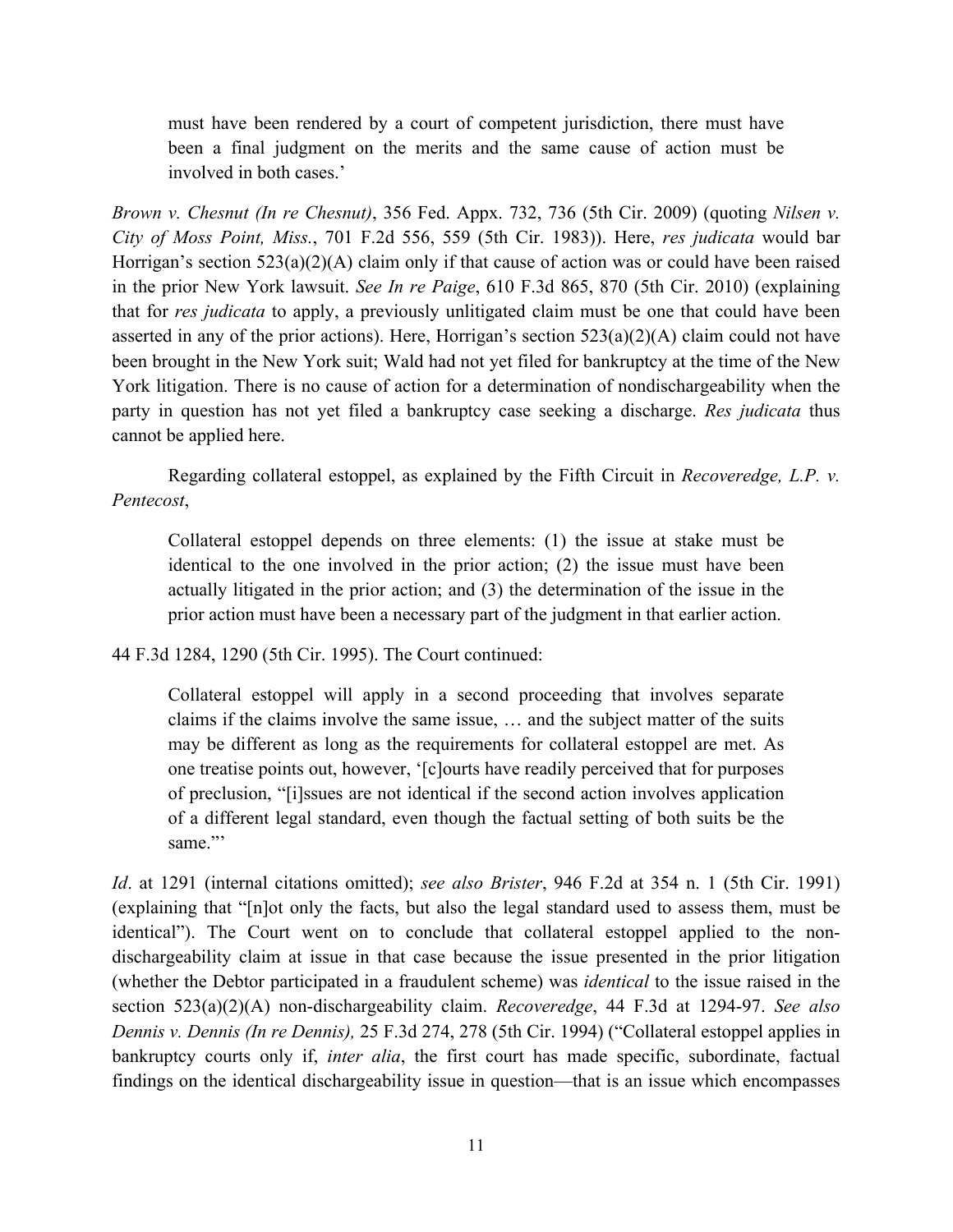> must have been rendered by a court of competent jurisdiction, there must have been a final judgment on the merits and the same cause of action must be involved in both cases.'

*Brown v. Chesnut (In re Chesnut)*, 356 Fed. Appx. 732, 736 (5th Cir. 2009) (quoting *Nilsen v. City of Moss Point, Miss.*, 701 F.2d 556, 559 (5th Cir. 1983)). Here, *res judicata* would bar Horrigan's section 523(a)(2)(A) claim only if that cause of action was or could have been raised in the prior New York lawsuit. *See In re Paige*, 610 F.3d 865, 870 (5th Cir. 2010) (explaining that for *res judicata* to apply, a previously unlitigated claim must be one that could have been asserted in any of the prior actions). Here, Horrigan's section 523(a)(2)(A) claim could not have been brought in the New York suit; Wald had not yet filed for bankruptcy at the time of the New York litigation. There is no cause of action for a determination of nondischargeability when the party in question has not yet filed a bankruptcy case seeking a discharge. *Res judicata* thus cannot be applied here.

Regarding collateral estoppel, as explained by the Fifth Circuit in *Recoveredge, L.P. v. Pentecost*,

> Collateral estoppel depends on three elements: (1) the issue at stake must be identical to the one involved in the prior action; (2) the issue must have been actually litigated in the prior action; and (3) the determination of the issue in the prior action must have been a necessary part of the judgment in that earlier action.

44 F.3d 1284, 1290 (5th Cir. 1995). The Court continued:

> Collateral estoppel will apply in a second proceeding that involves separate claims if the claims involve the same issue, … and the subject matter of the suits may be different as long as the requirements for collateral estoppel are met. As one treatise points out, however, '[c]ourts have readily perceived that for purposes of preclusion, "[i]ssues are not identical if the second action involves application of a different legal standard, even though the factual setting of both suits be the same."'

*Id*. at 1291 (internal citations omitted); *see also Brister*, 946 F.2d at 354 n. 1 (5th Cir. 1991) (explaining that "[n]ot only the facts, but also the legal standard used to assess them, must be identical"). The Court went on to conclude that collateral estoppel applied to the non-dischargeability claim at issue in that case because the issue presented in the prior litigation (whether the Debtor participated in a fraudulent scheme) was *identical* to the issue raised in the section 523(a)(2)(A) non-dischargeability claim. *Recoveredge*, 44 F.3d at 1294-97. *See also Dennis v. Dennis (In re Dennis),* 25 F.3d 274, 278 (5th Cir. 1994) ("Collateral estoppel applies in bankruptcy courts only if, *inter alia*, the first court has made specific, subordinate, factual findings on the identical dischargeability issue in question—that is an issue which encompasses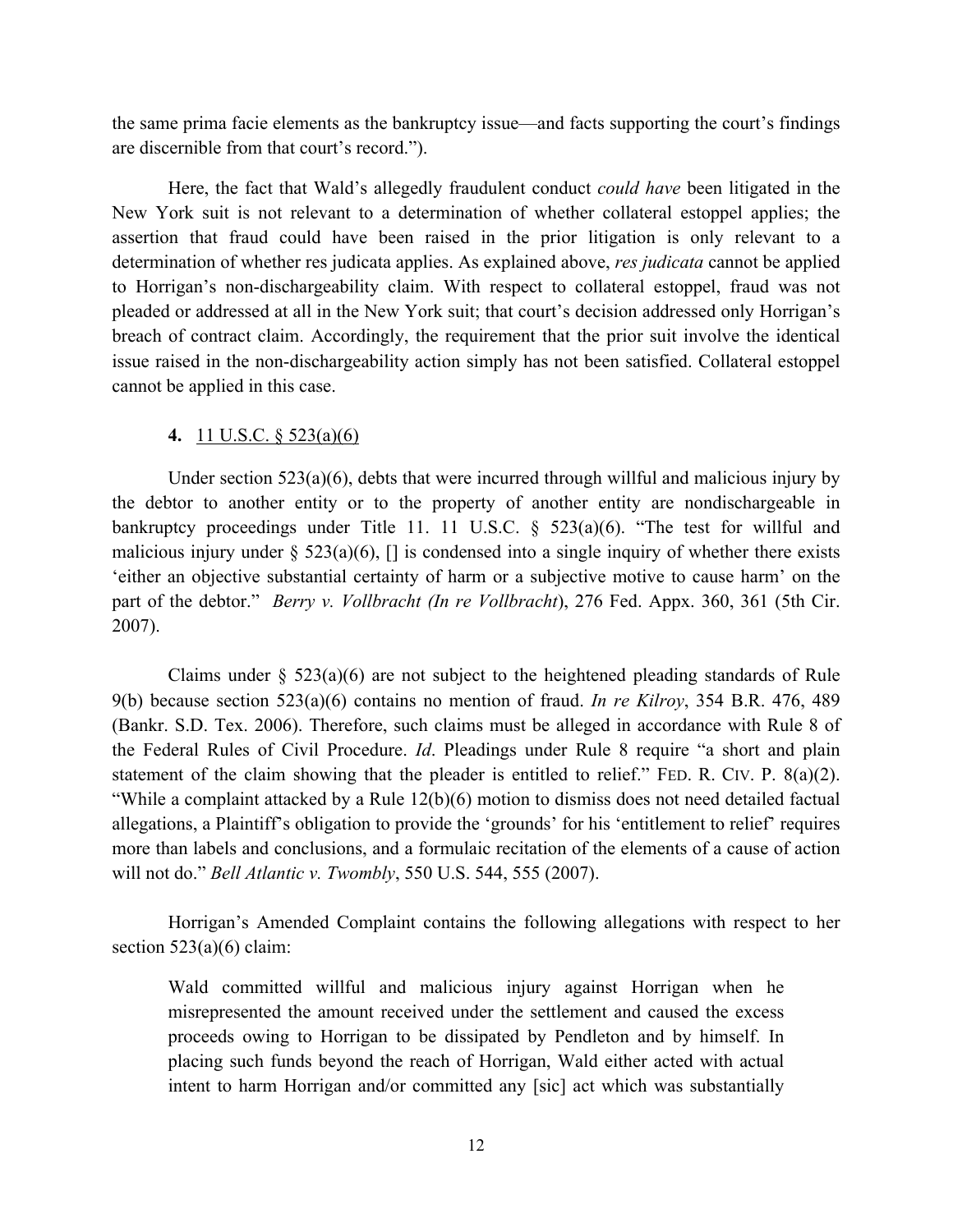the same prima facie elements as the bankruptcy issue—and facts supporting the court's findings are discernible from that court's record.").

Here, the fact that Wald's allegedly fraudulent conduct *could have* been litigated in the New York suit is not relevant to a determination of whether collateral estoppel applies; the assertion that fraud could have been raised in the prior litigation is only relevant to a determination of whether res judicata applies. As explained above, *res judicata* cannot be applied to Horrigan's non-dischargeability claim. With respect to collateral estoppel, fraud was not pleaded or addressed at all in the New York suit; that court's decision addressed only Horrigan's breach of contract claim. Accordingly, the requirement that the prior suit involve the identical issue raised in the non-dischargeability action simply has not been satisfied. Collateral estoppel cannot be applied in this case.

**4.** <u>11 U.S.C. § 523(a)(6)</u>

Under section 523(a)(6), debts that were incurred through willful and malicious injury by the debtor to another entity or to the property of another entity are nondischargeable in bankruptcy proceedings under Title 11. 11 U.S.C. § 523(a)(6). "The test for willful and malicious injury under § 523(a)(6), [] is condensed into a single inquiry of whether there exists 'either an objective substantial certainty of harm or a subjective motive to cause harm' on the part of the debtor." *Berry v. Vollbracht (In re Vollbracht)*, 276 Fed. Appx. 360, 361 (5th Cir. 2007).

Claims under § 523(a)(6) are not subject to the heightened pleading standards of Rule 9(b) because section 523(a)(6) contains no mention of fraud. *In re Kilroy*, 354 B.R. 476, 489 (Bankr. S.D. Tex. 2006). Therefore, such claims must be alleged in accordance with Rule 8 of the Federal Rules of Civil Procedure. *Id*. Pleadings under Rule 8 require "a short and plain statement of the claim showing that the pleader is entitled to relief." FED. R. CIV. P. 8(a)(2). "While a complaint attacked by a Rule 12(b)(6) motion to dismiss does not need detailed factual allegations, a Plaintiff's obligation to provide the 'grounds' for his 'entitlement to relief' requires more than labels and conclusions, and a formulaic recitation of the elements of a cause of action will not do." *Bell Atlantic v. Twombly*, 550 U.S. 544, 555 (2007).

Horrigan's Amended Complaint contains the following allegations with respect to her section 523(a)(6) claim:

> Wald committed willful and malicious injury against Horrigan when he misrepresented the amount received under the settlement and caused the excess proceeds owing to Horrigan to be dissipated by Pendleton and by himself. In placing such funds beyond the reach of Horrigan, Wald either acted with actual intent to harm Horrigan and/or committed any [sic] act which was substantially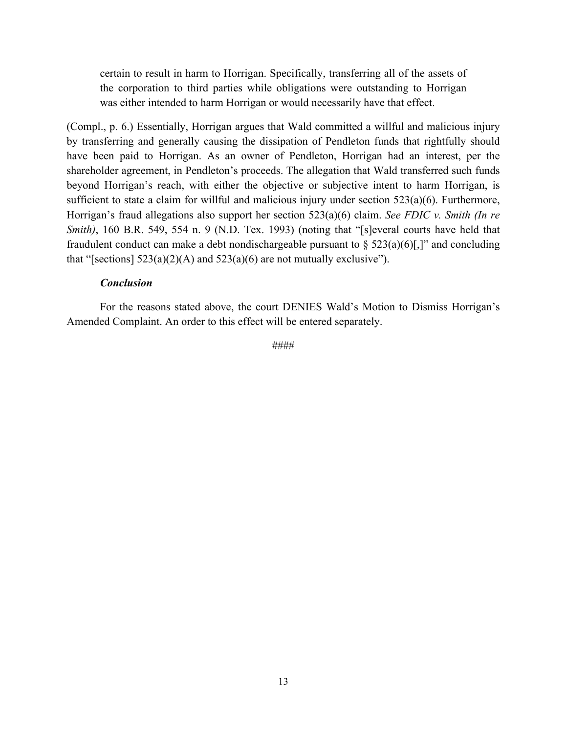> certain to result in harm to Horrigan. Specifically, transferring all of the assets of the corporation to third parties while obligations were outstanding to Horrigan was either intended to harm Horrigan or would necessarily have that effect.

(Compl., p. 6.) Essentially, Horrigan argues that Wald committed a willful and malicious injury by transferring and generally causing the dissipation of Pendleton funds that rightfully should have been paid to Horrigan. As an owner of Pendleton, Horrigan had an interest, per the shareholder agreement, in Pendleton's proceeds. The allegation that Wald transferred such funds beyond Horrigan's reach, with either the objective or subjective intent to harm Horrigan, is sufficient to state a claim for willful and malicious injury under section 523(a)(6). Furthermore, Horrigan's fraud allegations also support her section 523(a)(6) claim. *See FDIC v. Smith (In re Smith)*, 160 B.R. 549, 554 n. 9 (N.D. Tex. 1993) (noting that "[s]everal courts have held that fraudulent conduct can make a debt nondischargeable pursuant to § 523(a)(6)[,]" and concluding that "[sections] 523(a)(2)(A) and 523(a)(6) are not mutually exclusive").

***Conclusion***

For the reasons stated above, the court DENIES Wald's Motion to Dismiss Horrigan's Amended Complaint. An order to this effect will be entered separately.

####